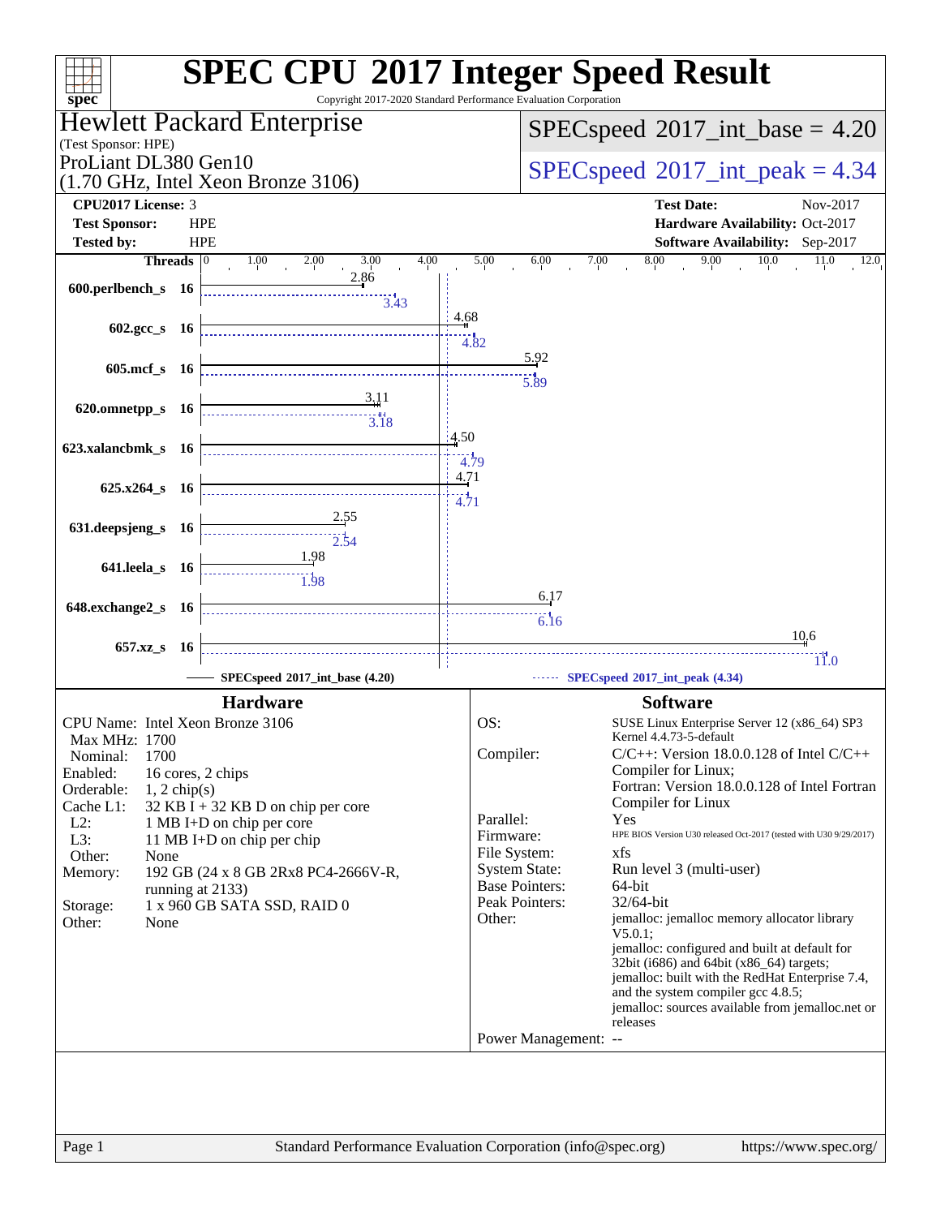# SPEC CPU 2017 Integer Speed Result

Copyright 2017-2020 Standard Performance Evaluation Corporation

## Hewlett Packard Enterprise

(Test Sponsor: HPE)

ProLiant DL380 Gen10
(1.70 GHz, Intel Xeon Bronze 3106)

**SPECspeed 2017_int_base = 4.20**

**SPECspeed 2017_int_peak = 4.34**

| | | | |
|---|---|---|---|
| **CPU2017 License:** | 3 | **Test Date:** | Nov-2017 |
| **Test Sponsor:** | HPE | **Hardware Availability:** | Oct-2017 |
| **Tested by:** | HPE | **Software Availability:** | Sep-2017 |

| Benchmark | Threads | Base | Peak |
|---|---|---|---|
| 600.perlbench_s | 16 | 2.86 | 3.43 |
| 602.gcc_s | 16 | 4.68 | 4.82 |
| 605.mcf_s | 16 | 5.92 | 5.89 |
| 620.omnetpp_s | 16 | 3.11 | 3.18 |
| 623.xalancbmk_s | 16 | 4.50 | 4.79 |
| 625.x264_s | 16 | 4.71 | 4.71 |
| 631.deepsjeng_s | 16 | 2.55 | 2.54 |
| 641.leela_s | 16 | 1.98 | 1.98 |
| 648.exchange2_s | 16 | 6.17 | 6.16 |
| 657.xz_s | 16 | 10.6 | 11.0 |

SPECspeed 2017_int_base (4.20) —— SPECspeed 2017_int_peak (4.34)

### Hardware

| | |
|---|---|
| CPU Name: | Intel Xeon Bronze 3106 |
| Max MHz: | 1700 |
| Nominal: | 1700 |
| Enabled: | 16 cores, 2 chips |
| Orderable: | 1, 2 chip(s) |
| Cache L1: | 32 KB I + 32 KB D on chip per core |
| L2: | 1 MB I+D on chip per core |
| L3: | 11 MB I+D on chip per chip |
| Other: | None |
| Memory: | 192 GB (24 x 8 GB 2Rx8 PC4-2666V-R, running at 2133) |
| Storage: | 1 x 960 GB SATA SSD, RAID 0 |
| Other: | None |

### Software

| | |
|---|---|
| OS: | SUSE Linux Enterprise Server 12 (x86_64) SP3 Kernel 4.4.73-5-default |
| Compiler: | C/C++: Version 18.0.0.128 of Intel C/C++ Compiler for Linux; Fortran: Version 18.0.0.128 of Intel Fortran Compiler for Linux |
| Parallel: | Yes |
| Firmware: | HPE BIOS Version U30 released Oct-2017 (tested with U30 9/29/2017) |
| File System: | xfs |
| System State: | Run level 3 (multi-user) |
| Base Pointers: | 64-bit |
| Peak Pointers: | 32/64-bit |
| Other: | jemalloc: jemalloc memory allocator library V5.0.1; jemalloc: configured and built at default for 32bit (i686) and 64bit (x86_64) targets; jemalloc: built with the RedHat Enterprise 7.4, and the system compiler gcc 4.8.5; jemalloc: sources available from jemalloc.net or releases |
| Power Management: | -- |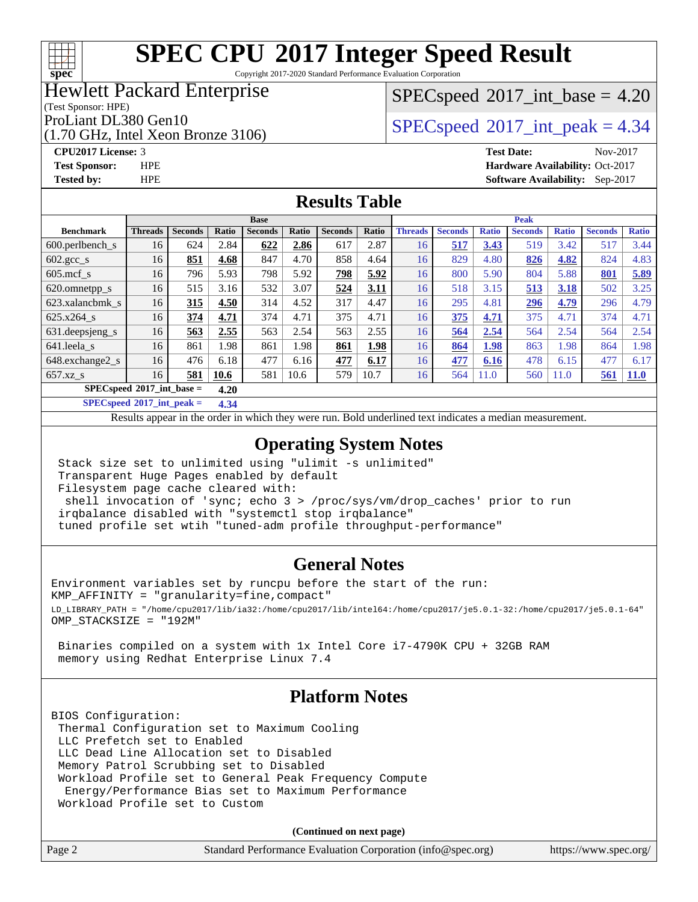# SPEC CPU 2017 Integer Speed Result

Copyright 2017-2020 Standard Performance Evaluation Corporation

## Hewlett Packard Enterprise

(Test Sponsor: HPE)

ProLiant DL380 Gen10

(1.70 GHz, Intel Xeon Bronze 3106)

SPECspeed 2017_int_base = 4.20

SPECspeed 2017_int_peak = 4.34

**CPU2017 License:** 3
**Test Sponsor:** HPE
**Tested by:** HPE

**Test Date:** Nov-2017
**Hardware Availability:** Oct-2017
**Software Availability:** Sep-2017

## Results Table

| Benchmark | Base | | | | | | | Peak | | | | | | |
|---|---|---|---|---|---|---|---|---|---|---|---|---|---|---|
| | Threads | Seconds | Ratio | Seconds | Ratio | Seconds | Ratio | Threads | Seconds | Ratio | Seconds | Ratio | Seconds | Ratio |
| 600.perlbench_s | 16 | 624 | 2.84 | **622** | **2.86** | 617 | 2.87 | 16 | **517** | **3.43** | 519 | 3.42 | 517 | 3.44 |
| 602.gcc_s | 16 | **851** | **4.68** | 847 | 4.70 | 858 | 4.64 | 16 | 829 | 4.80 | **826** | **4.82** | 824 | 4.83 |
| 605.mcf_s | 16 | 796 | 5.93 | 798 | 5.92 | **798** | **5.92** | 16 | 800 | 5.90 | 804 | 5.88 | **801** | **5.89** |
| 620.omnetpp_s | 16 | 515 | 3.16 | 532 | 3.07 | **524** | **3.11** | 16 | 518 | 3.15 | **513** | **3.18** | 502 | 3.25 |
| 623.xalancbmk_s | 16 | **315** | **4.50** | 314 | 4.52 | 317 | 4.47 | 16 | 295 | 4.81 | **296** | **4.79** | 296 | 4.79 |
| 625.x264_s | 16 | **374** | **4.71** | 374 | 4.71 | 375 | 4.71 | 16 | **375** | **4.71** | 375 | 4.71 | 374 | 4.71 |
| 631.deepsjeng_s | 16 | **563** | **2.55** | 563 | 2.54 | 563 | 2.55 | 16 | **564** | **2.54** | 564 | 2.54 | 564 | 2.54 |
| 641.leela_s | 16 | 861 | 1.98 | 861 | 1.98 | **861** | **1.98** | 16 | **864** | **1.98** | 863 | 1.98 | 864 | 1.98 |
| 648.exchange2_s | 16 | 476 | 6.18 | 477 | 6.16 | **477** | **6.17** | 16 | **477** | **6.16** | 478 | 6.15 | 477 | 6.17 |
| 657.xz_s | 16 | **581** | **10.6** | 581 | 10.6 | 579 | 10.7 | 16 | 564 | 11.0 | 560 | 11.0 | **561** | **11.0** |

**SPECspeed 2017_int_base = 4.20**

**SPECspeed 2017_int_peak = 4.34**

Results appear in the order in which they were run. Bold underlined text indicates a median measurement.

## Operating System Notes

```
Stack size set to unlimited using "ulimit -s unlimited"
Transparent Huge Pages enabled by default
Filesystem page cache cleared with:
 shell invocation of 'sync; echo 3 > /proc/sys/vm/drop_caches' prior to run
irqbalance disabled with "systemctl stop irqbalance"
tuned profile set wtih "tuned-adm profile throughput-performance"
```

## General Notes

```
Environment variables set by runcpu before the start of the run:
KMP_AFFINITY = "granularity=fine,compact"
LD_LIBRARY_PATH = "/home/cpu2017/lib/ia32:/home/cpu2017/lib/intel64:/home/cpu2017/je5.0.1-32:/home/cpu2017/je5.0.1-64"
OMP_STACKSIZE = "192M"

 Binaries compiled on a system with 1x Intel Core i7-4790K CPU + 32GB RAM
 memory using Redhat Enterprise Linux 7.4
```

## Platform Notes

```
BIOS Configuration:
 Thermal Configuration set to Maximum Cooling
 LLC Prefetch set to Enabled
 LLC Dead Line Allocation set to Disabled
 Memory Patrol Scrubbing set to Disabled
 Workload Profile set to General Peak Frequency Compute
  Energy/Performance Bias set to Maximum Performance
 Workload Profile set to Custom
```

**(Continued on next page)**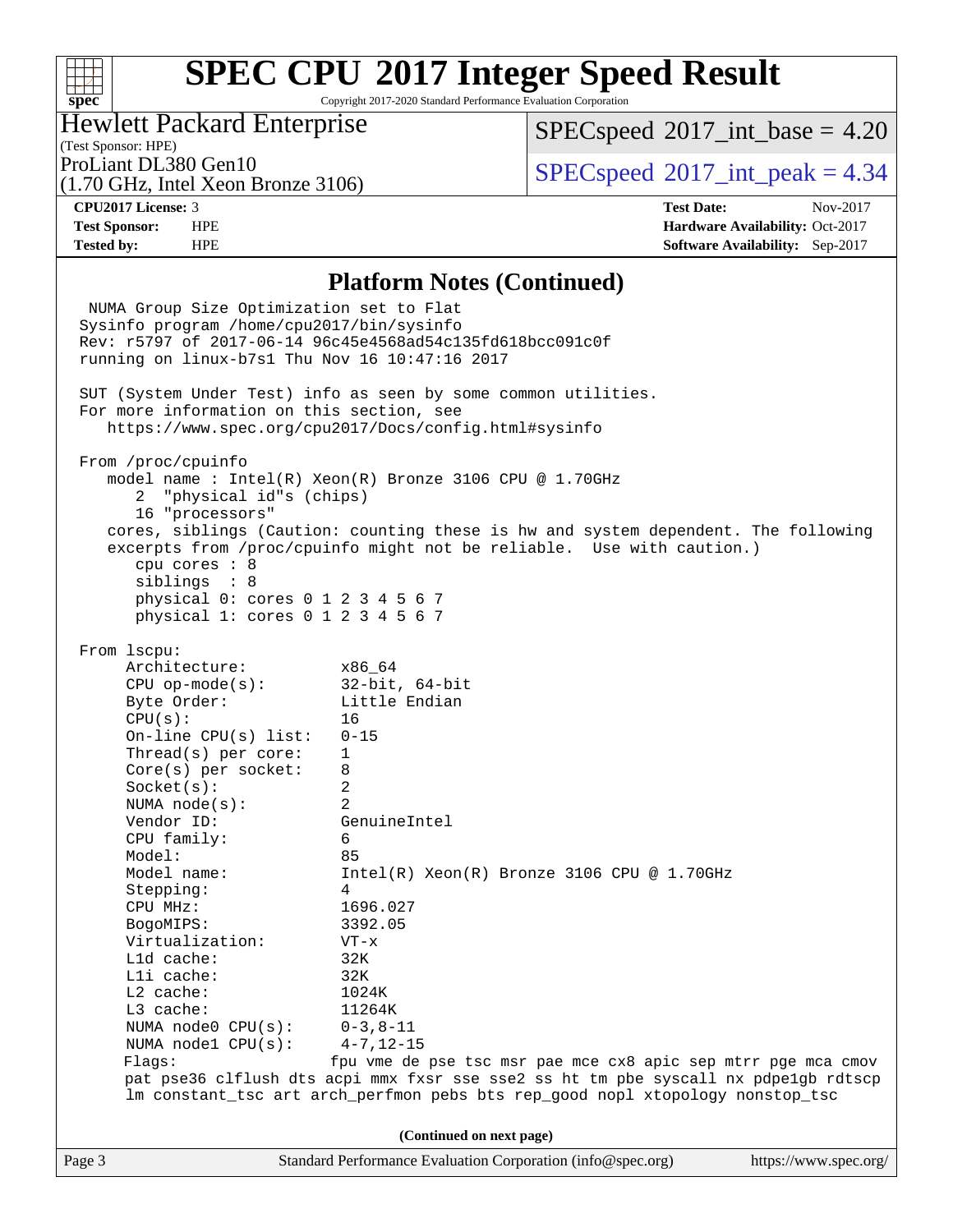## Platform Notes (Continued)

```
 NUMA Group Size Optimization set to Flat
Sysinfo program /home/cpu2017/bin/sysinfo
Rev: r5797 of 2017-06-14 96c45e4568ad54c135fd618bcc091c0f
running on linux-b7s1 Thu Nov 16 10:47:16 2017

SUT (System Under Test) info as seen by some common utilities.
For more information on this section, see
   https://www.spec.org/cpu2017/Docs/config.html#sysinfo

From /proc/cpuinfo
   model name : Intel(R) Xeon(R) Bronze 3106 CPU @ 1.70GHz
      2  "physical id"s (chips)
      16 "processors"
   cores, siblings (Caution: counting these is hw and system dependent. The following
   excerpts from /proc/cpuinfo might not be reliable.  Use with caution.)
      cpu cores : 8
      siblings  : 8
      physical 0: cores 0 1 2 3 4 5 6 7
      physical 1: cores 0 1 2 3 4 5 6 7

From lscpu:
     Architecture:          x86_64
     CPU op-mode(s):        32-bit, 64-bit
     Byte Order:            Little Endian
     CPU(s):                16
     On-line CPU(s) list:   0-15
     Thread(s) per core:    1
     Core(s) per socket:    8
     Socket(s):             2
     NUMA node(s):          2
     Vendor ID:             GenuineIntel
     CPU family:            6
     Model:                 85
     Model name:            Intel(R) Xeon(R) Bronze 3106 CPU @ 1.70GHz
     Stepping:              4
     CPU MHz:               1696.027
     BogoMIPS:              3392.05
     Virtualization:        VT-x
     L1d cache:             32K
     L1i cache:             32K
     L2 cache:              1024K
     L3 cache:              11264K
     NUMA node0 CPU(s):     0-3,8-11
     NUMA node1 CPU(s):     4-7,12-15
     Flags:                fpu vme de pse tsc msr pae mce cx8 apic sep mtrr pge mca cmov
     pat pse36 clflush dts acpi mmx fxsr sse sse2 ss ht tm pbe syscall nx pdpe1gb rdtscp
     lm constant_tsc art arch_perfmon pebs bts rep_good nopl xtopology nonstop_tsc
```

(Continued on next page)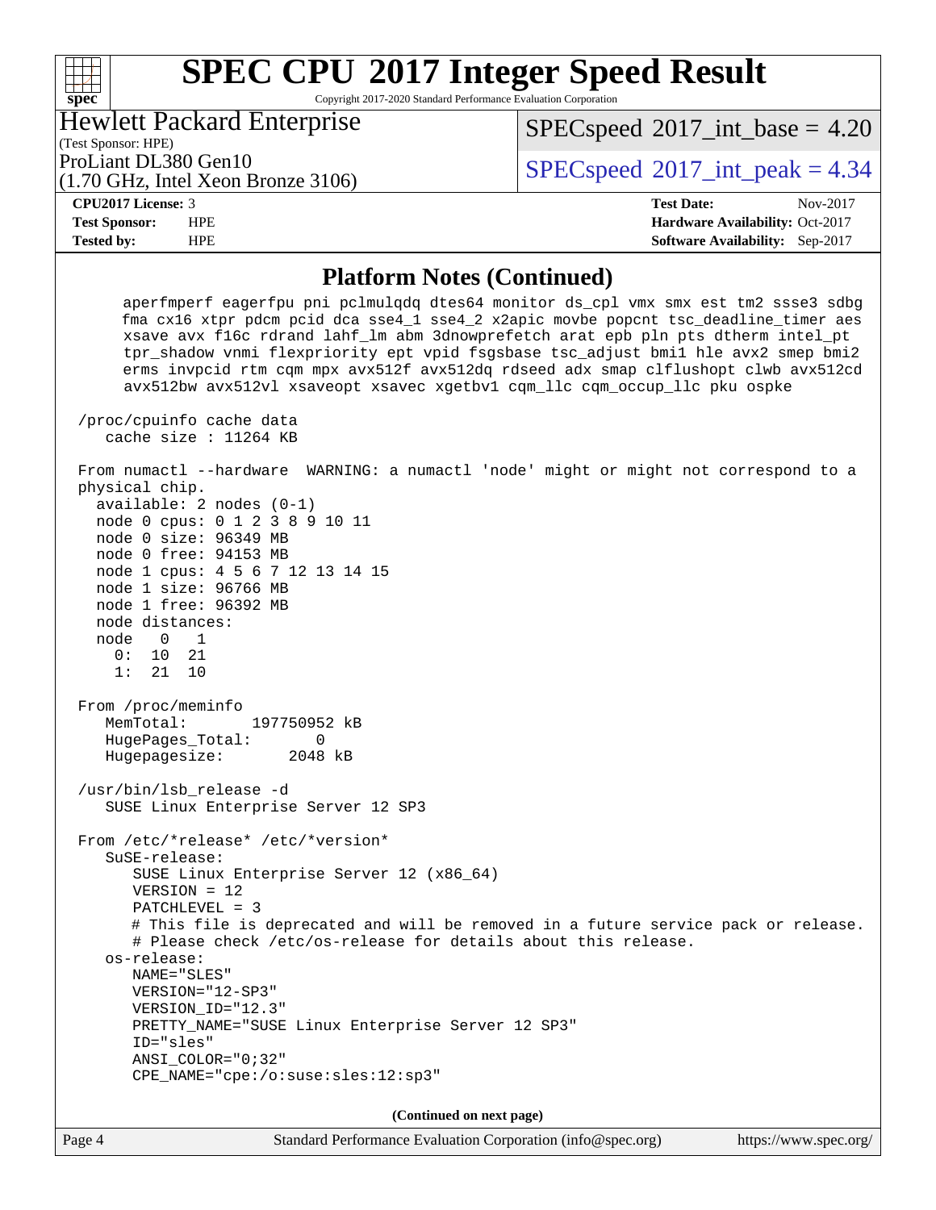## Platform Notes (Continued)

```
     aperfmperf eagerfpu pni pclmulqdq dtes64 monitor ds_cpl vmx smx est tm2 ssse3 sdbg
     fma cx16 xtpr pdcm pcid dca sse4_1 sse4_2 x2apic movbe popcnt tsc_deadline_timer aes
     xsave avx f16c rdrand lahf_lm abm 3dnowprefetch arat epb pln pts dtherm intel_pt
     tpr_shadow vnmi flexpriority ept vpid fsgsbase tsc_adjust bmi1 hle avx2 smep bmi2
     erms invpcid rtm cqm mpx avx512f avx512dq rdseed adx smap clflushopt clwb avx512cd
     avx512bw avx512vl xsaveopt xsavec xgetbv1 cqm_llc cqm_occup_llc pku ospke

 /proc/cpuinfo cache data
    cache size : 11264 KB

 From numactl --hardware  WARNING: a numactl 'node' might or might not correspond to a
 physical chip.
   available: 2 nodes (0-1)
   node 0 cpus: 0 1 2 3 8 9 10 11
   node 0 size: 96349 MB
   node 0 free: 94153 MB
   node 1 cpus: 4 5 6 7 12 13 14 15
   node 1 size: 96766 MB
   node 1 free: 96392 MB
   node distances:
   node   0   1
     0:  10  21
     1:  21  10

 From /proc/meminfo
    MemTotal:       197750952 kB
    HugePages_Total:       0
    Hugepagesize:       2048 kB

 /usr/bin/lsb_release -d
    SUSE Linux Enterprise Server 12 SP3

 From /etc/*release* /etc/*version*
    SuSE-release:
       SUSE Linux Enterprise Server 12 (x86_64)
       VERSION = 12
       PATCHLEVEL = 3
       # This file is deprecated and will be removed in a future service pack or release.
       # Please check /etc/os-release for details about this release.
    os-release:
       NAME="SLES"
       VERSION="12-SP3"
       VERSION_ID="12.3"
       PRETTY_NAME="SUSE Linux Enterprise Server 12 SP3"
       ID="sles"
       ANSI_COLOR="0;32"
       CPE_NAME="cpe:/o:suse:sles:12:sp3"
```

**(Continued on next page)**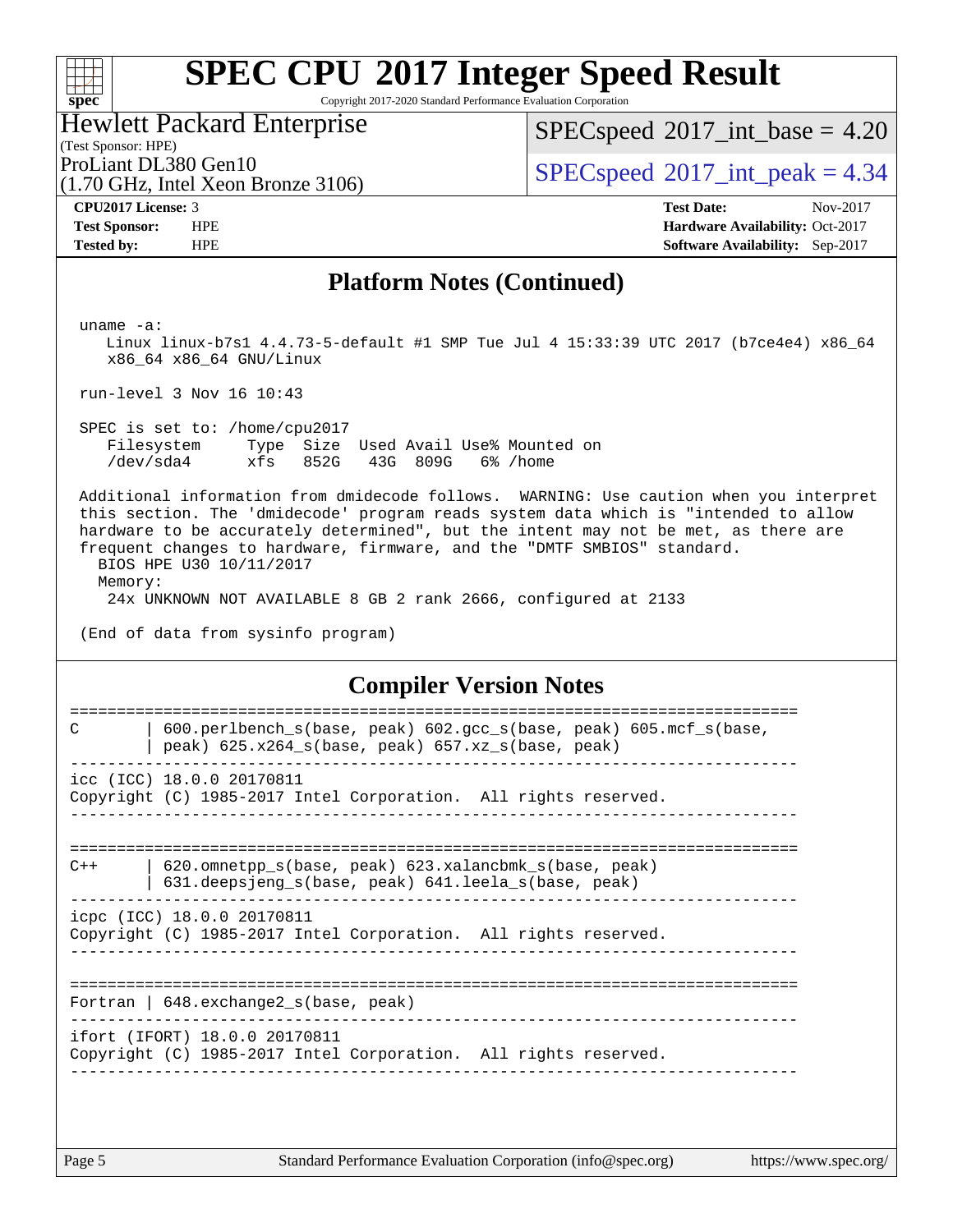## Platform Notes (Continued)

```
uname -a:
   Linux linux-b7s1 4.4.73-5-default #1 SMP Tue Jul 4 15:33:39 UTC 2017 (b7ce4e4) x86_64
   x86_64 x86_64 GNU/Linux

run-level 3 Nov 16 10:43

SPEC is set to: /home/cpu2017
   Filesystem     Type  Size  Used Avail Use% Mounted on
   /dev/sda4      xfs   852G   43G  809G   6% /home

Additional information from dmidecode follows.  WARNING: Use caution when you interpret
this section. The 'dmidecode' program reads system data which is "intended to allow
hardware to be accurately determined", but the intent may not be met, as there are
frequent changes to hardware, firmware, and the "DMTF SMBIOS" standard.
  BIOS HPE U30 10/11/2017
  Memory:
   24x UNKNOWN NOT AVAILABLE 8 GB 2 rank 2666, configured at 2133

(End of data from sysinfo program)
```

## Compiler Version Notes

```
==============================================================================
C       | 600.perlbench_s(base, peak) 602.gcc_s(base, peak) 605.mcf_s(base,
        | peak) 625.x264_s(base, peak) 657.xz_s(base, peak)
------------------------------------------------------------------------------
icc (ICC) 18.0.0 20170811
Copyright (C) 1985-2017 Intel Corporation.  All rights reserved.
------------------------------------------------------------------------------

==============================================================================
C++     | 620.omnetpp_s(base, peak) 623.xalancbmk_s(base, peak)
        | 631.deepsjeng_s(base, peak) 641.leela_s(base, peak)
------------------------------------------------------------------------------
icpc (ICC) 18.0.0 20170811
Copyright (C) 1985-2017 Intel Corporation.  All rights reserved.
------------------------------------------------------------------------------

==============================================================================
Fortran | 648.exchange2_s(base, peak)
------------------------------------------------------------------------------
ifort (IFORT) 18.0.0 20170811
Copyright (C) 1985-2017 Intel Corporation.  All rights reserved.
------------------------------------------------------------------------------
```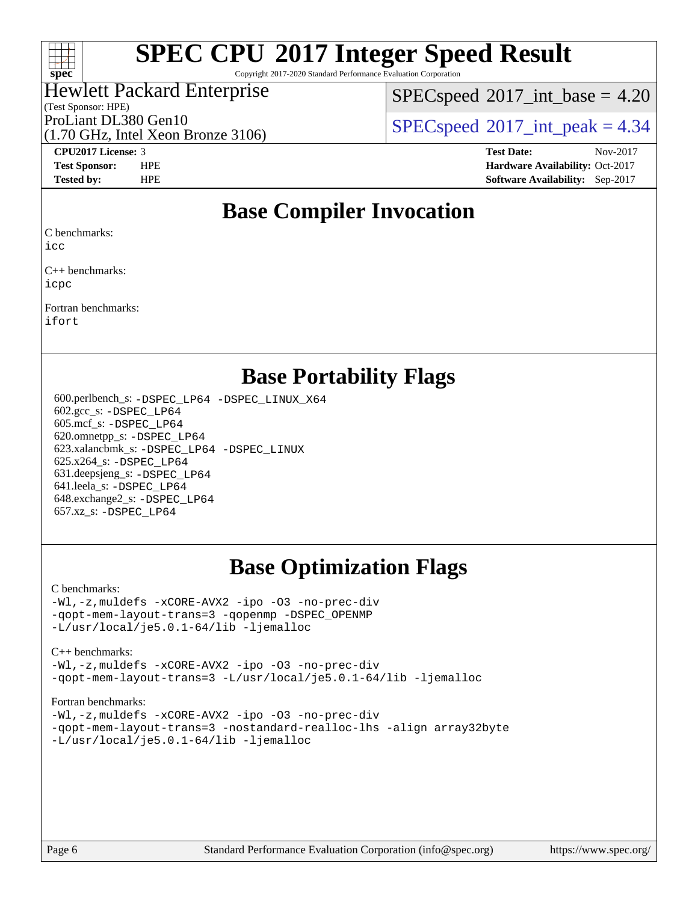# SPEC CPU 2017 Integer Speed Result

Copyright 2017-2020 Standard Performance Evaluation Corporation

**Hewlett Packard Enterprise**
(Test Sponsor: HPE)
ProLiant DL380 Gen10
(1.70 GHz, Intel Xeon Bronze 3106)

SPECspeed 2017_int_base = 4.20

SPECspeed 2017_int_peak = 4.34

| | | | |
|---|---|---|---|
| **CPU2017 License:** | 3 | **Test Date:** | Nov-2017 |
| **Test Sponsor:** | HPE | **Hardware Availability:** | Oct-2017 |
| **Tested by:** | HPE | **Software Availability:** | Sep-2017 |

## Base Compiler Invocation

C benchmarks:
`icc`

C++ benchmarks:
`icpc`

Fortran benchmarks:
`ifort`

## Base Portability Flags

600.perlbench_s: `-DSPEC_LP64 -DSPEC_LINUX_X64`
602.gcc_s: `-DSPEC_LP64`
605.mcf_s: `-DSPEC_LP64`
620.omnetpp_s: `-DSPEC_LP64`
623.xalancbmk_s: `-DSPEC_LP64 -DSPEC_LINUX`
625.x264_s: `-DSPEC_LP64`
631.deepsjeng_s: `-DSPEC_LP64`
641.leela_s: `-DSPEC_LP64`
648.exchange2_s: `-DSPEC_LP64`
657.xz_s: `-DSPEC_LP64`

## Base Optimization Flags

C benchmarks:
```
-Wl,-z,muldefs -xCORE-AVX2 -ipo -O3 -no-prec-div
-qopt-mem-layout-trans=3 -qopenmp -DSPEC_OPENMP
-L/usr/local/je5.0.1-64/lib -ljemalloc
```

C++ benchmarks:
```
-Wl,-z,muldefs -xCORE-AVX2 -ipo -O3 -no-prec-div
-qopt-mem-layout-trans=3 -L/usr/local/je5.0.1-64/lib -ljemalloc
```

Fortran benchmarks:
```
-Wl,-z,muldefs -xCORE-AVX2 -ipo -O3 -no-prec-div
-qopt-mem-layout-trans=3 -nostandard-realloc-lhs -align array32byte
-L/usr/local/je5.0.1-64/lib -ljemalloc
```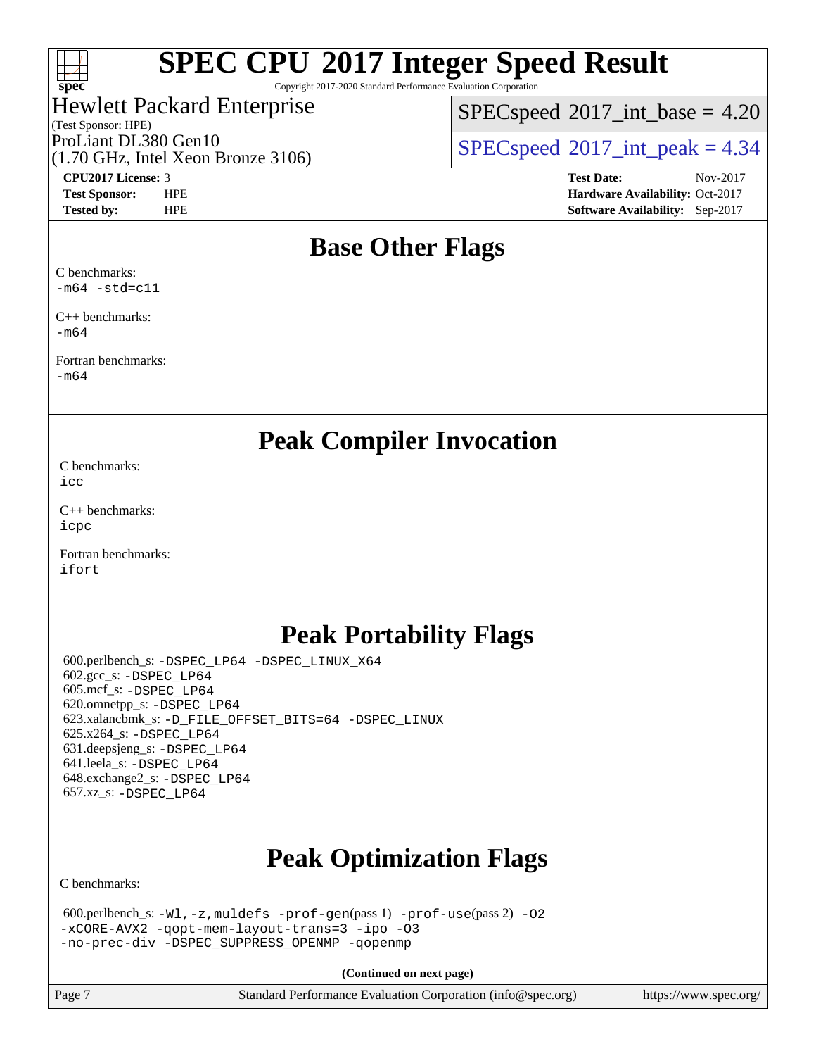## Base Other Flags

C benchmarks:
-m64 -std=c11

C++ benchmarks:
-m64

Fortran benchmarks:
-m64

## Peak Compiler Invocation

C benchmarks:
icc

C++ benchmarks:
icpc

Fortran benchmarks:
ifort

## Peak Portability Flags

600.perlbench_s: -DSPEC_LP64 -DSPEC_LINUX_X64
602.gcc_s: -DSPEC_LP64
605.mcf_s: -DSPEC_LP64
620.omnetpp_s: -DSPEC_LP64
623.xalancbmk_s: -D_FILE_OFFSET_BITS=64 -DSPEC_LINUX
625.x264_s: -DSPEC_LP64
631.deepsjeng_s: -DSPEC_LP64
641.leela_s: -DSPEC_LP64
648.exchange2_s: -DSPEC_LP64
657.xz_s: -DSPEC_LP64

## Peak Optimization Flags

C benchmarks:

600.perlbench_s: -Wl,-z,muldefs -prof-gen(pass 1) -prof-use(pass 2) -O2
-xCORE-AVX2 -qopt-mem-layout-trans=3 -ipo -O3
-no-prec-div -DSPEC_SUPPRESS_OPENMP -qopenmp

(Continued on next page)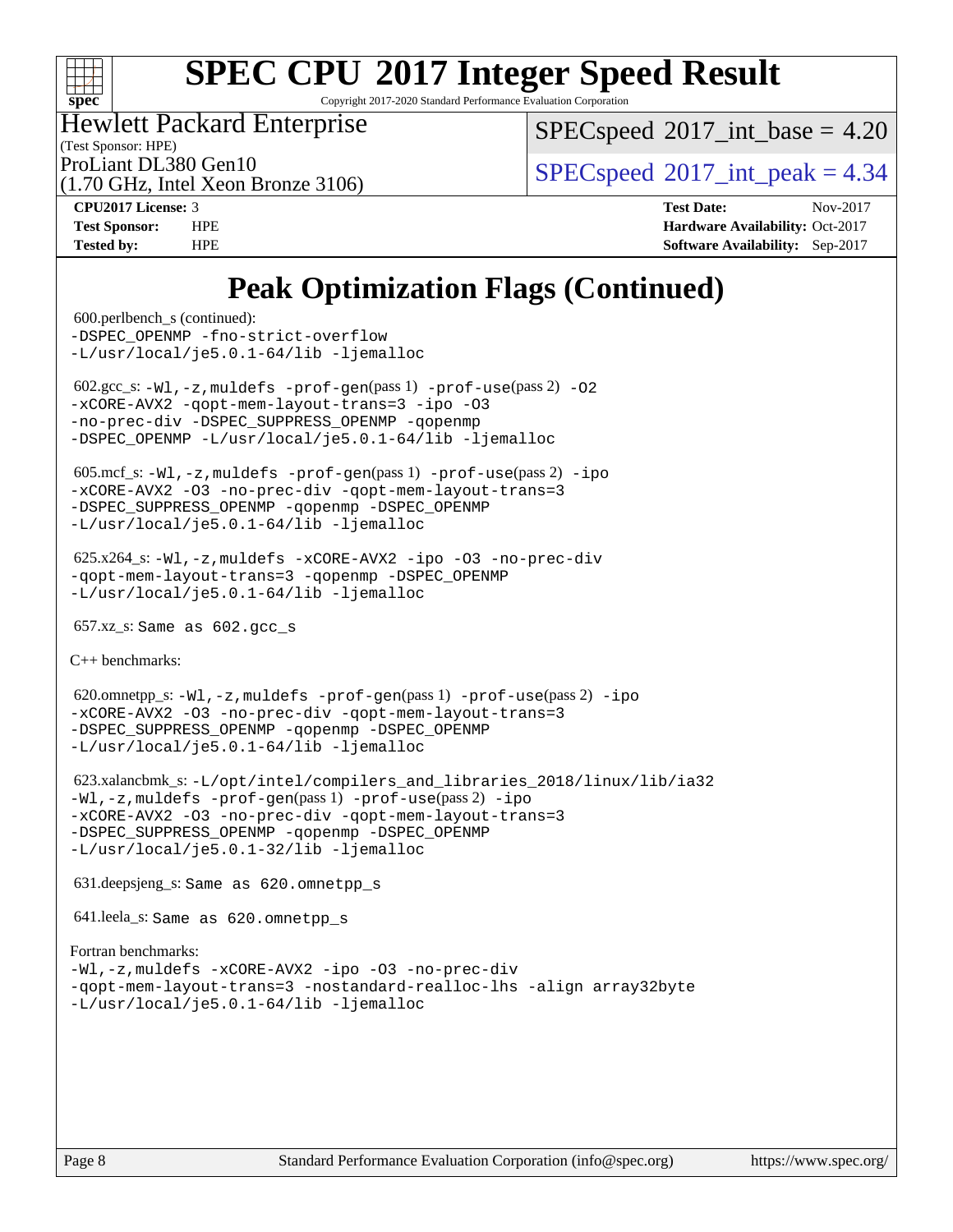# Peak Optimization Flags (Continued)

600.perlbench_s (continued):
-DSPEC_OPENMP -fno-strict-overflow
-L/usr/local/je5.0.1-64/lib -ljemalloc

602.gcc_s: -Wl,-z,muldefs -prof-gen(pass 1) -prof-use(pass 2) -O2
-xCORE-AVX2 -qopt-mem-layout-trans=3 -ipo -O3
-no-prec-div -DSPEC_SUPPRESS_OPENMP -qopenmp
-DSPEC_OPENMP -L/usr/local/je5.0.1-64/lib -ljemalloc

605.mcf_s: -Wl,-z,muldefs -prof-gen(pass 1) -prof-use(pass 2) -ipo
-xCORE-AVX2 -O3 -no-prec-div -qopt-mem-layout-trans=3
-DSPEC_SUPPRESS_OPENMP -qopenmp -DSPEC_OPENMP
-L/usr/local/je5.0.1-64/lib -ljemalloc

625.x264_s: -Wl,-z,muldefs -xCORE-AVX2 -ipo -O3 -no-prec-div
-qopt-mem-layout-trans=3 -qopenmp -DSPEC_OPENMP
-L/usr/local/je5.0.1-64/lib -ljemalloc

657.xz_s: Same as 602.gcc_s

C++ benchmarks:

620.omnetpp_s: -Wl,-z,muldefs -prof-gen(pass 1) -prof-use(pass 2) -ipo
-xCORE-AVX2 -O3 -no-prec-div -qopt-mem-layout-trans=3
-DSPEC_SUPPRESS_OPENMP -qopenmp -DSPEC_OPENMP
-L/usr/local/je5.0.1-64/lib -ljemalloc

623.xalancbmk_s: -L/opt/intel/compilers_and_libraries_2018/linux/lib/ia32
-Wl,-z,muldefs -prof-gen(pass 1) -prof-use(pass 2) -ipo
-xCORE-AVX2 -O3 -no-prec-div -qopt-mem-layout-trans=3
-DSPEC_SUPPRESS_OPENMP -qopenmp -DSPEC_OPENMP
-L/usr/local/je5.0.1-32/lib -ljemalloc

631.deepsjeng_s: Same as 620.omnetpp_s

641.leela_s: Same as 620.omnetpp_s

Fortran benchmarks:
-Wl,-z,muldefs -xCORE-AVX2 -ipo -O3 -no-prec-div
-qopt-mem-layout-trans=3 -nostandard-realloc-lhs -align array32byte
-L/usr/local/je5.0.1-64/lib -ljemalloc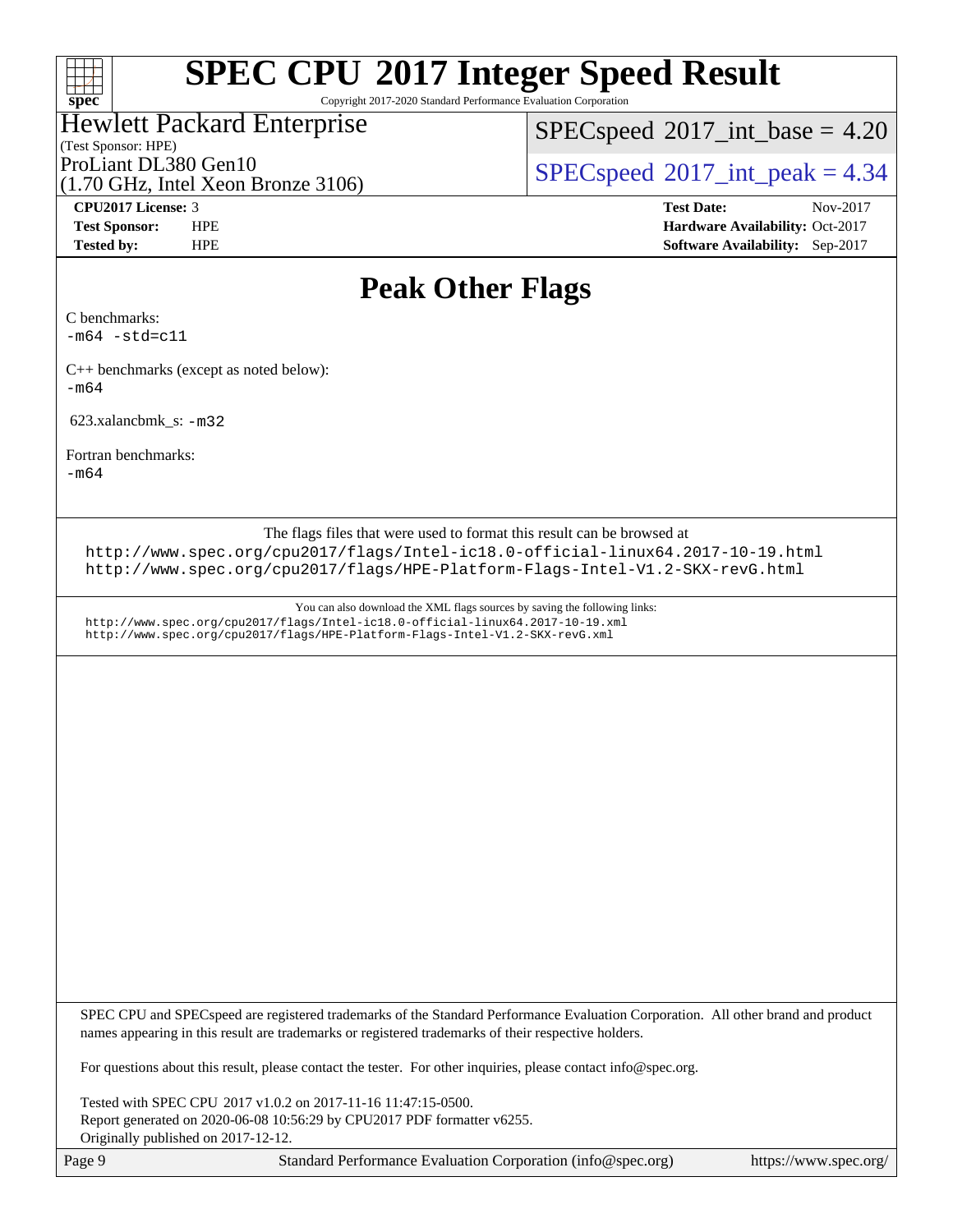# SPEC CPU 2017 Integer Speed Result

Copyright 2017-2020 Standard Performance Evaluation Corporation

Hewlett Packard Enterprise
(Test Sponsor: HPE)
ProLiant DL380 Gen10
(1.70 GHz, Intel Xeon Bronze 3106)

SPECspeed 2017_int_base = 4.20
SPECspeed 2017_int_peak = 4.34

**CPU2017 License:** 3
**Test Sponsor:** HPE
**Tested by:** HPE

**Test Date:** Nov-2017
**Hardware Availability:** Oct-2017
**Software Availability:** Sep-2017

## Peak Other Flags

C benchmarks:
-m64 -std=c11

C++ benchmarks (except as noted below):
-m64

623.xalancbmk_s: -m32

Fortran benchmarks:
-m64

The flags files that were used to format this result can be browsed at
http://www.spec.org/cpu2017/flags/Intel-ic18.0-official-linux64.2017-10-19.html
http://www.spec.org/cpu2017/flags/HPE-Platform-Flags-Intel-V1.2-SKX-revG.html

You can also download the XML flags sources by saving the following links:
http://www.spec.org/cpu2017/flags/Intel-ic18.0-official-linux64.2017-10-19.xml
http://www.spec.org/cpu2017/flags/HPE-Platform-Flags-Intel-V1.2-SKX-revG.xml

SPEC CPU and SPECspeed are registered trademarks of the Standard Performance Evaluation Corporation. All other brand and product names appearing in this result are trademarks or registered trademarks of their respective holders.

For questions about this result, please contact the tester. For other inquiries, please contact info@spec.org.

Tested with SPEC CPU 2017 v1.0.2 on 2017-11-16 11:47:15-0500.
Report generated on 2020-06-08 10:56:29 by CPU2017 PDF formatter v6255.
Originally published on 2017-12-12.